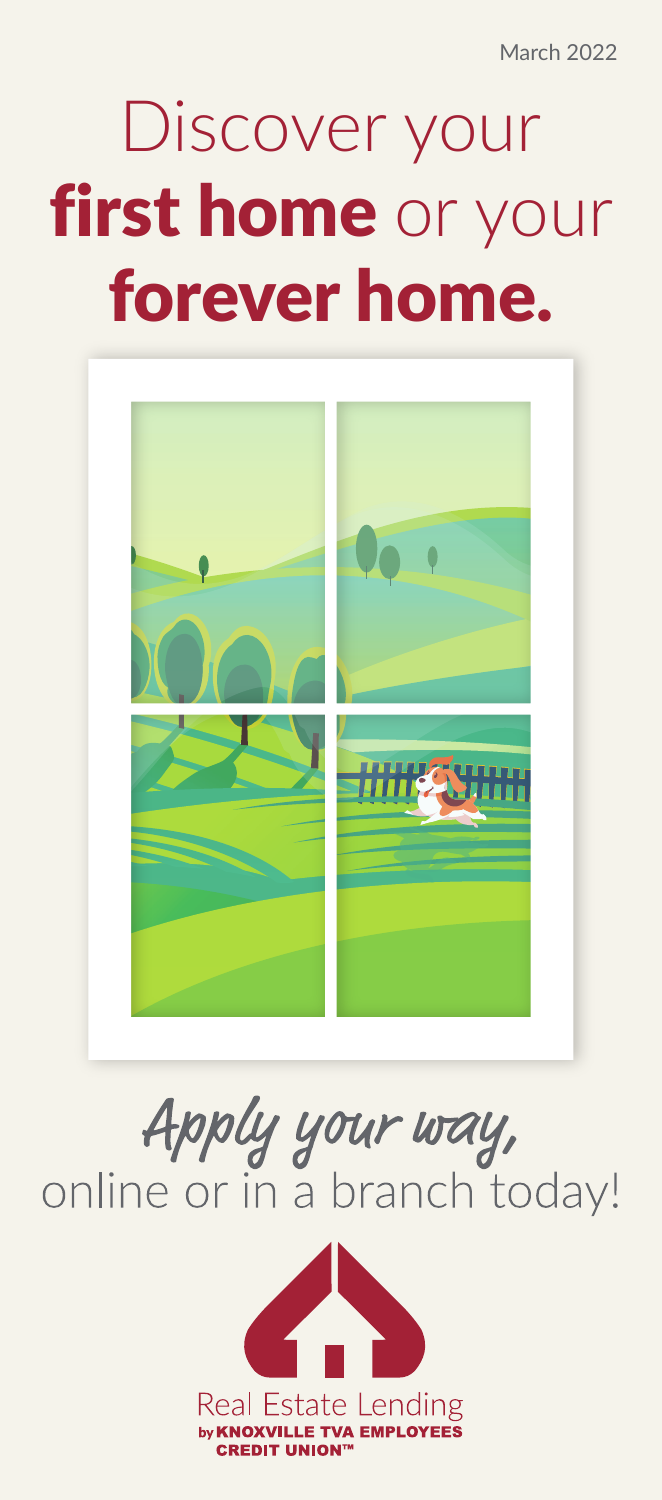March 2022

# Discover your **first home** or your **forever home.**

*Apply your way,* online or in a branch today!

Real Estate Lending
by KNOXVILLE TVA EMPLOYEES CREDIT UNION™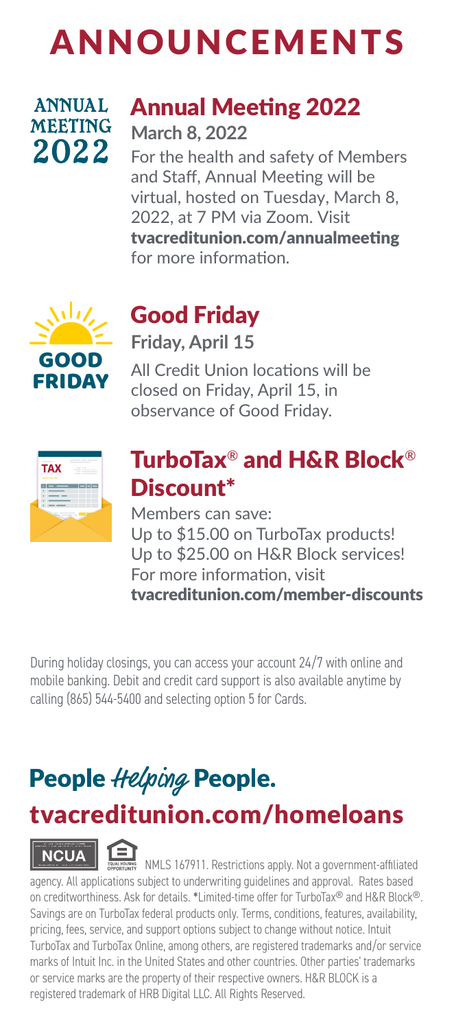# ANNOUNCEMENTS

ANNUAL MEETING 2022

## Annual Meeting 2022

**March 8, 2022**

For the health and safety of Members and Staff, Annual Meeting will be virtual, hosted on Tuesday, March 8, 2022, at 7 PM via Zoom. Visit **tvacreditunion.com/annualmeeting** for more information.

GOOD FRIDAY

## Good Friday

**Friday, April 15**

All Credit Union locations will be closed on Friday, April 15, in observance of Good Friday.

## TurboTax® and H&R Block® Discount*

Members can save:
Up to $15.00 on TurboTax products!
Up to $25.00 on H&R Block services!
For more information, visit **tvacreditunion.com/member-discounts**

During holiday closings, you can access your account 24/7 with online and mobile banking. Debit and credit card support is also available anytime by calling (865) 544-5400 and selecting option 5 for Cards.

## People *Helping* People.

## tvacreditunion.com/homeloans

NCUA EQUAL HOUSING OPPORTUNITY NMLS 167911. Restrictions apply. Not a government-affiliated agency. All applications subject to underwriting guidelines and approval. Rates based on creditworthiness. Ask for details. *Limited-time offer for TurboTax® and H&R Block®. Savings are on TurboTax federal products only. Terms, conditions, features, availability, pricing, fees, service, and support options subject to change without notice. Intuit TurboTax and TurboTax Online, among others, are registered trademarks and/or service marks of Intuit Inc. in the United States and other countries. Other parties' trademarks or service marks are the property of their respective owners. H&R BLOCK is a registered trademark of HRB Digital LLC. All Rights Reserved.